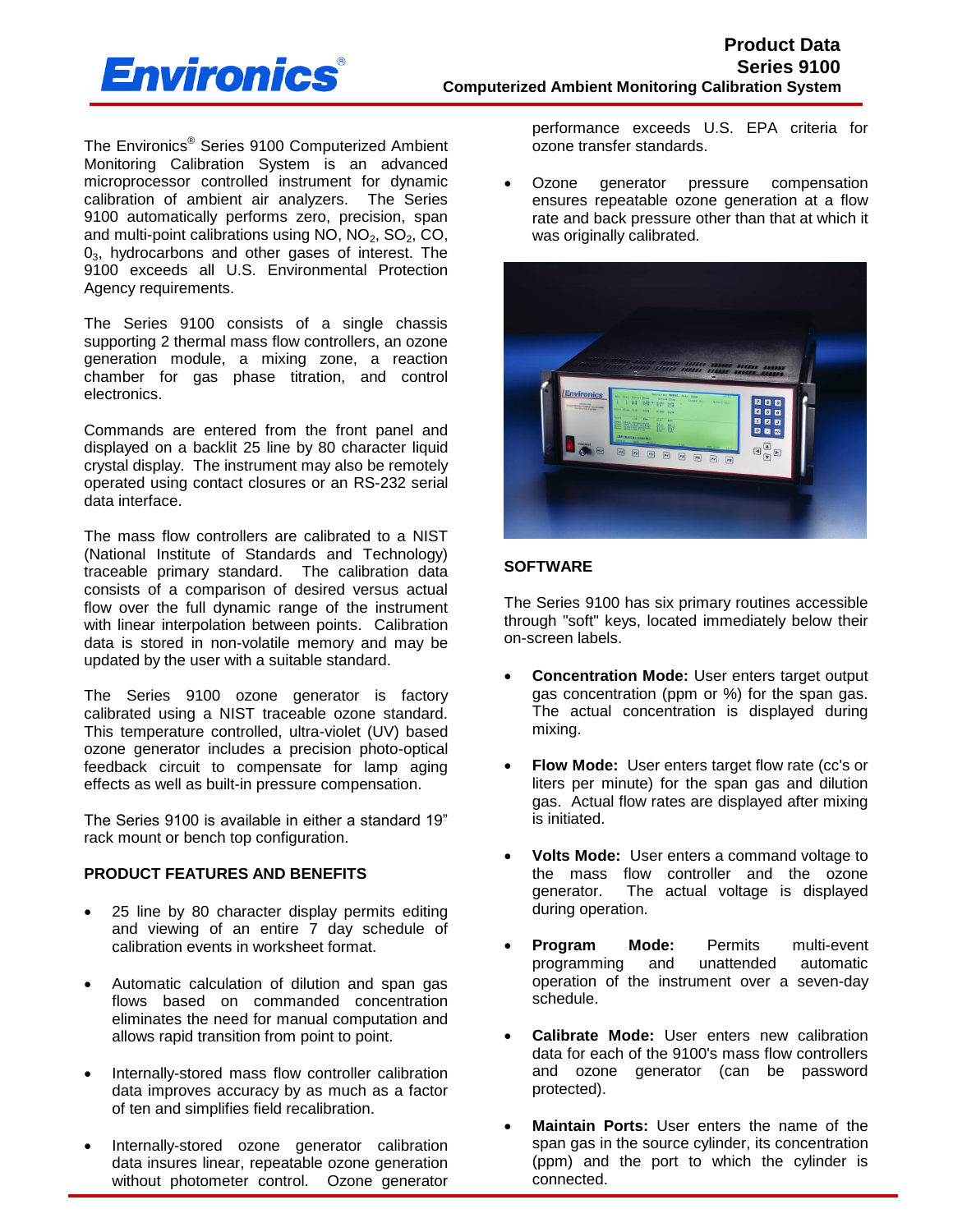# Product Data
## Series 9100
### Computerized Ambient Monitoring Calibration System

The Environics® Series 9100 Computerized Ambient Monitoring Calibration System is an advanced microprocessor controlled instrument for dynamic calibration of ambient air analyzers. The Series 9100 automatically performs zero, precision, span and multi-point calibrations using NO, $NO_2$, $SO_2$, CO, $0_3$, hydrocarbons and other gases of interest. The 9100 exceeds all U.S. Environmental Protection Agency requirements.

The Series 9100 consists of a single chassis supporting 2 thermal mass flow controllers, an ozone generation module, a mixing zone, a reaction chamber for gas phase titration, and control electronics.

Commands are entered from the front panel and displayed on a backlit 25 line by 80 character liquid crystal display. The instrument may also be remotely operated using contact closures or an RS-232 serial data interface.

The mass flow controllers are calibrated to a NIST (National Institute of Standards and Technology) traceable primary standard. The calibration data consists of a comparison of desired versus actual flow over the full dynamic range of the instrument with linear interpolation between points. Calibration data is stored in non-volatile memory and may be updated by the user with a suitable standard.

The Series 9100 ozone generator is factory calibrated using a NIST traceable ozone standard. This temperature controlled, ultra-violet (UV) based ozone generator includes a precision photo-optical feedback circuit to compensate for lamp aging effects as well as built-in pressure compensation.

The Series 9100 is available in either a standard 19" rack mount or bench top configuration.

**PRODUCT FEATURES AND BENEFITS**

- 25 line by 80 character display permits editing and viewing of an entire 7 day schedule of calibration events in worksheet format.
- Automatic calculation of dilution and span gas flows based on commanded concentration eliminates the need for manual computation and allows rapid transition from point to point.
- Internally-stored mass flow controller calibration data improves accuracy by as much as a factor of ten and simplifies field recalibration.
- Internally-stored ozone generator calibration data insures linear, repeatable ozone generation without photometer control. Ozone generator performance exceeds U.S. EPA criteria for ozone transfer standards.
- Ozone generator pressure compensation ensures repeatable ozone generation at a flow rate and back pressure other than that at which it was originally calibrated.

**SOFTWARE**

The Series 9100 has six primary routines accessible through "soft" keys, located immediately below their on-screen labels.

- **Concentration Mode:** User enters target output gas concentration (ppm or %) for the span gas. The actual concentration is displayed during mixing.
- **Flow Mode:** User enters target flow rate (cc's or liters per minute) for the span gas and dilution gas. Actual flow rates are displayed after mixing is initiated.
- **Volts Mode:** User enters a command voltage to the mass flow controller and the ozone generator. The actual voltage is displayed during operation.
- **Program Mode:** Permits multi-event programming and unattended automatic operation of the instrument over a seven-day schedule.
- **Calibrate Mode:** User enters new calibration data for each of the 9100's mass flow controllers and ozone generator (can be password protected).
- **Maintain Ports:** User enters the name of the span gas in the source cylinder, its concentration (ppm) and the port to which the cylinder is connected.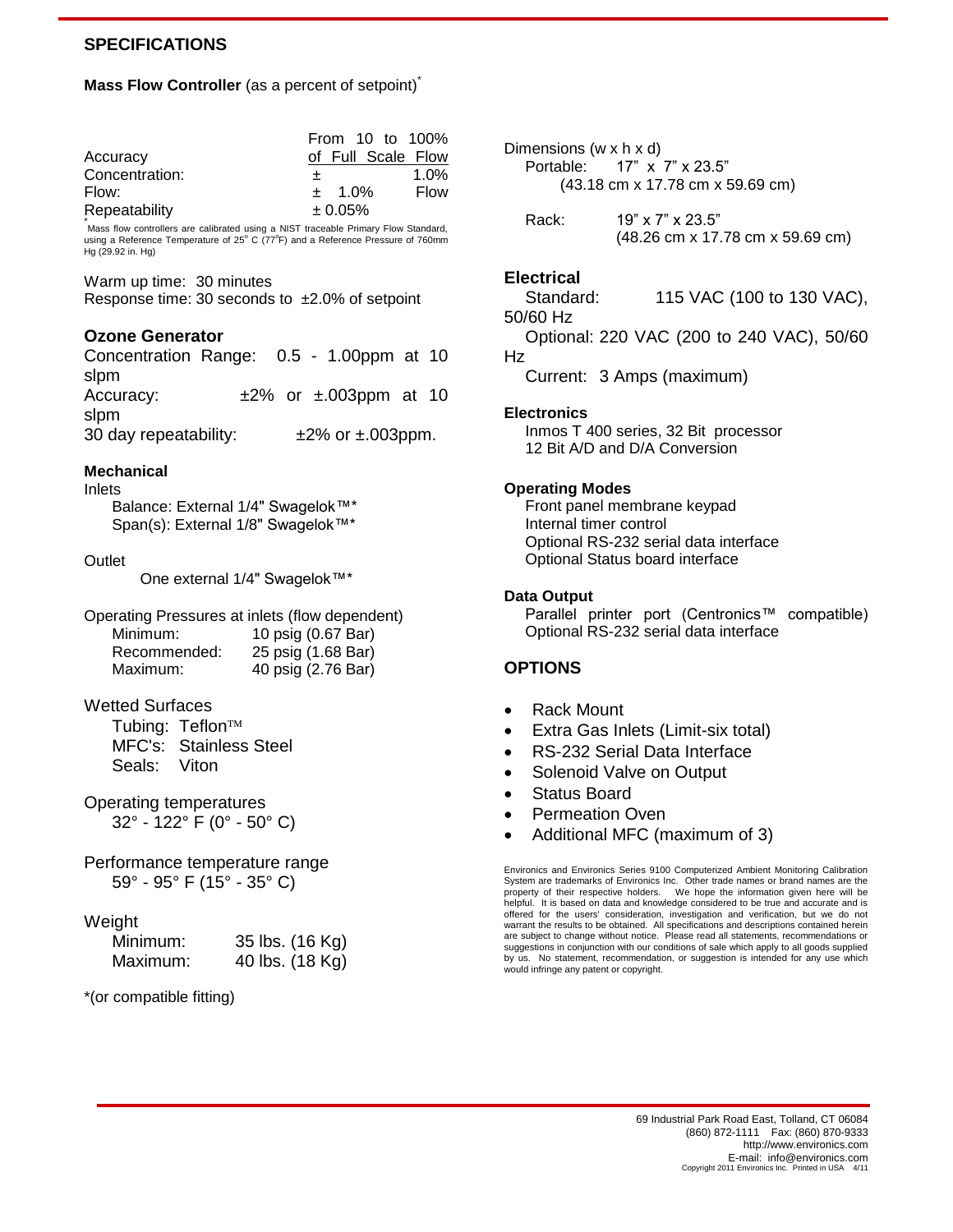## SPECIFICATIONS

**Mass Flow Controller** (as a percent of setpoint)[*]

| Accuracy | From 10 to 100% of Full Scale Flow |
|---|---|
| Concentration: | ± 1.0% |
| Flow: | ± 1.0% Flow |
| Repeatability | ± 0.05% |

[*] Mass flow controllers are calibrated using a NIST traceable Primary Flow Standard, using a Reference Temperature of 25° C (77°F) and a Reference Pressure of 760mm Hg (29.92 in. Hg)

Warm up time: 30 minutes
Response time: 30 seconds to ±2.0% of setpoint

### Ozone Generator

Concentration Range: 0.5 - 1.00ppm at 10 slpm
Accuracy: ±2% or ±.003ppm at 10 slpm
30 day repeatability: ±2% or ±.003ppm.

### Mechanical

Inlets
Balance: External 1/4" Swagelok™*
Span(s): External 1/8" Swagelok™*

Outlet
One external 1/4" Swagelok™*

Operating Pressures at inlets (flow dependent)

| | |
|---|---|
| Minimum: | 10 psig (0.67 Bar) |
| Recommended: | 25 psig (1.68 Bar) |
| Maximum: | 40 psig (2.76 Bar) |

Wetted Surfaces
Tubing: Teflon™
MFC's: Stainless Steel
Seals: Viton

Operating temperatures
32° - 122° F (0° - 50° C)

Performance temperature range
59° - 95° F (15° - 35° C)

Weight

| | |
|---|---|
| Minimum: | 35 lbs. (16 Kg) |
| Maximum: | 40 lbs. (18 Kg) |

*(or compatible fitting)

Dimensions (w x h x d)
Portable: 17" x 7" x 23.5"
(43.18 cm x 17.78 cm x 59.69 cm)

Rack: 19" x 7" x 23.5"
(48.26 cm x 17.78 cm x 59.69 cm)

### Electrical

Standard: 115 VAC (100 to 130 VAC), 50/60 Hz
Optional: 220 VAC (200 to 240 VAC), 50/60 Hz
Current: 3 Amps (maximum)

### Electronics

Inmos T 400 series, 32 Bit processor
12 Bit A/D and D/A Conversion

### Operating Modes

Front panel membrane keypad
Internal timer control
Optional RS-232 serial data interface
Optional Status board interface

### Data Output

Parallel printer port (Centronics™ compatible)
Optional RS-232 serial data interface

## OPTIONS

- Rack Mount
- Extra Gas Inlets (Limit-six total)
- RS-232 Serial Data Interface
- Solenoid Valve on Output
- Status Board
- Permeation Oven
- Additional MFC (maximum of 3)

Environics and Environics Series 9100 Computerized Ambient Monitoring Calibration System are trademarks of Environics Inc. Other trade names or brand names are the property of their respective holders. We hope the information given here will be helpful. It is based on data and knowledge considered to be true and accurate and is offered for the users' consideration, investigation and verification, but we do not warrant the results to be obtained. All specifications and descriptions contained herein are subject to change without notice. Please read all statements, recommendations or suggestions in conjunction with our conditions of sale which apply to all goods supplied by us. No statement, recommendation, or suggestion is intended for any use which would infringe any patent or copyright.

69 Industrial Park Road East, Tolland, CT 06084
(860) 872-1111 Fax: (860) 870-9333
http://www.environics.com
E-mail: info@environics.com
Copyright 2011 Environics Inc. Printed in USA 4/11